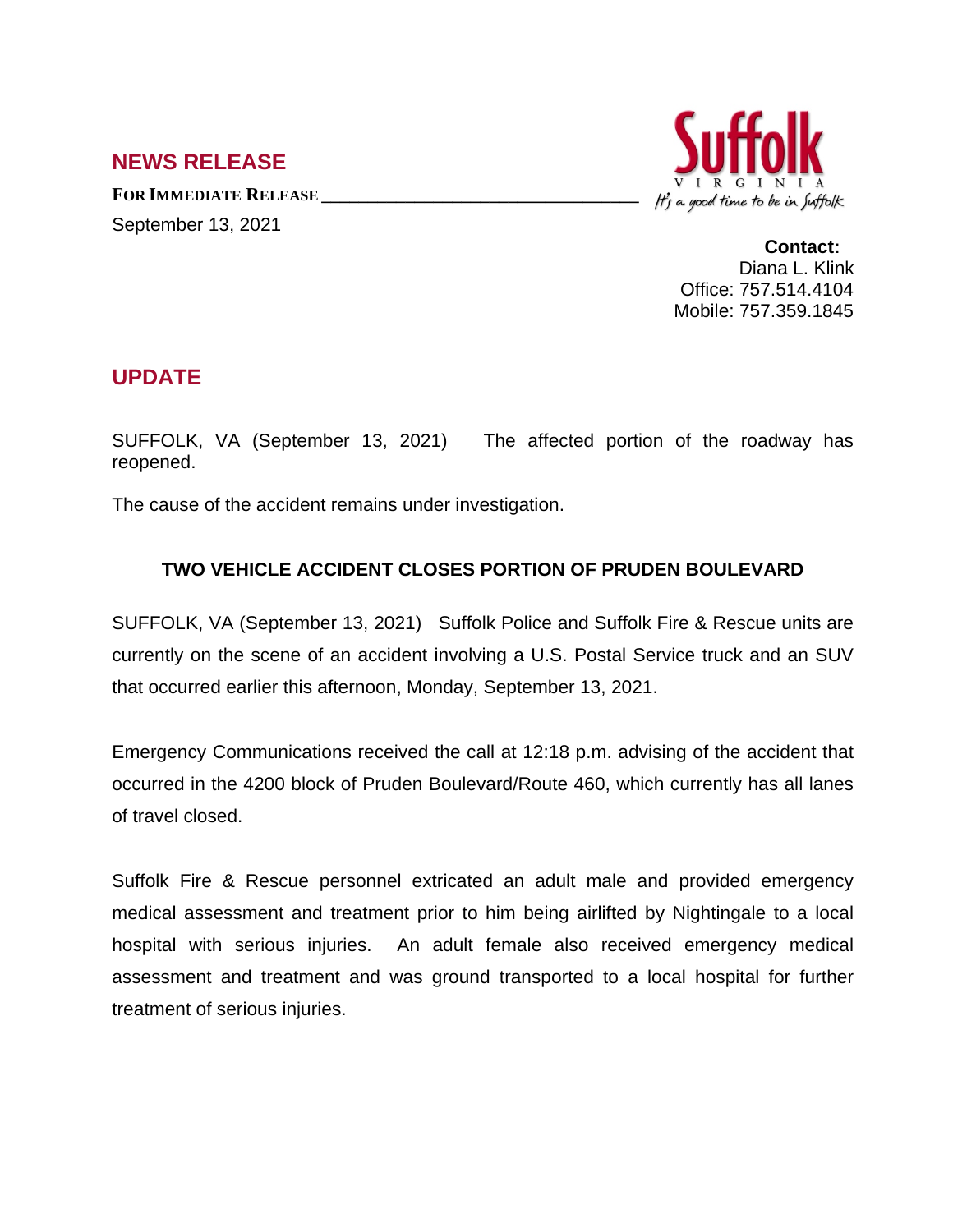## NEWS RELEASE

**FOR IMMEDIATE RELEASE**

September 13, 2021

Suffolk
VIRGINIA
It's a good time to be in Suffolk

**Contact:**
Diana L. Klink
Office: 757.514.4104
Mobile: 757.359.1845

## UPDATE

SUFFOLK, VA (September 13, 2021) The affected portion of the roadway has reopened.

The cause of the accident remains under investigation.

### TWO VEHICLE ACCIDENT CLOSES PORTION OF PRUDEN BOULEVARD

SUFFOLK, VA (September 13, 2021) Suffolk Police and Suffolk Fire & Rescue units are currently on the scene of an accident involving a U.S. Postal Service truck and an SUV that occurred earlier this afternoon, Monday, September 13, 2021.

Emergency Communications received the call at 12:18 p.m. advising of the accident that occurred in the 4200 block of Pruden Boulevard/Route 460, which currently has all lanes of travel closed.

Suffolk Fire & Rescue personnel extricated an adult male and provided emergency medical assessment and treatment prior to him being airlifted by Nightingale to a local hospital with serious injuries. An adult female also received emergency medical assessment and treatment and was ground transported to a local hospital for further treatment of serious injuries.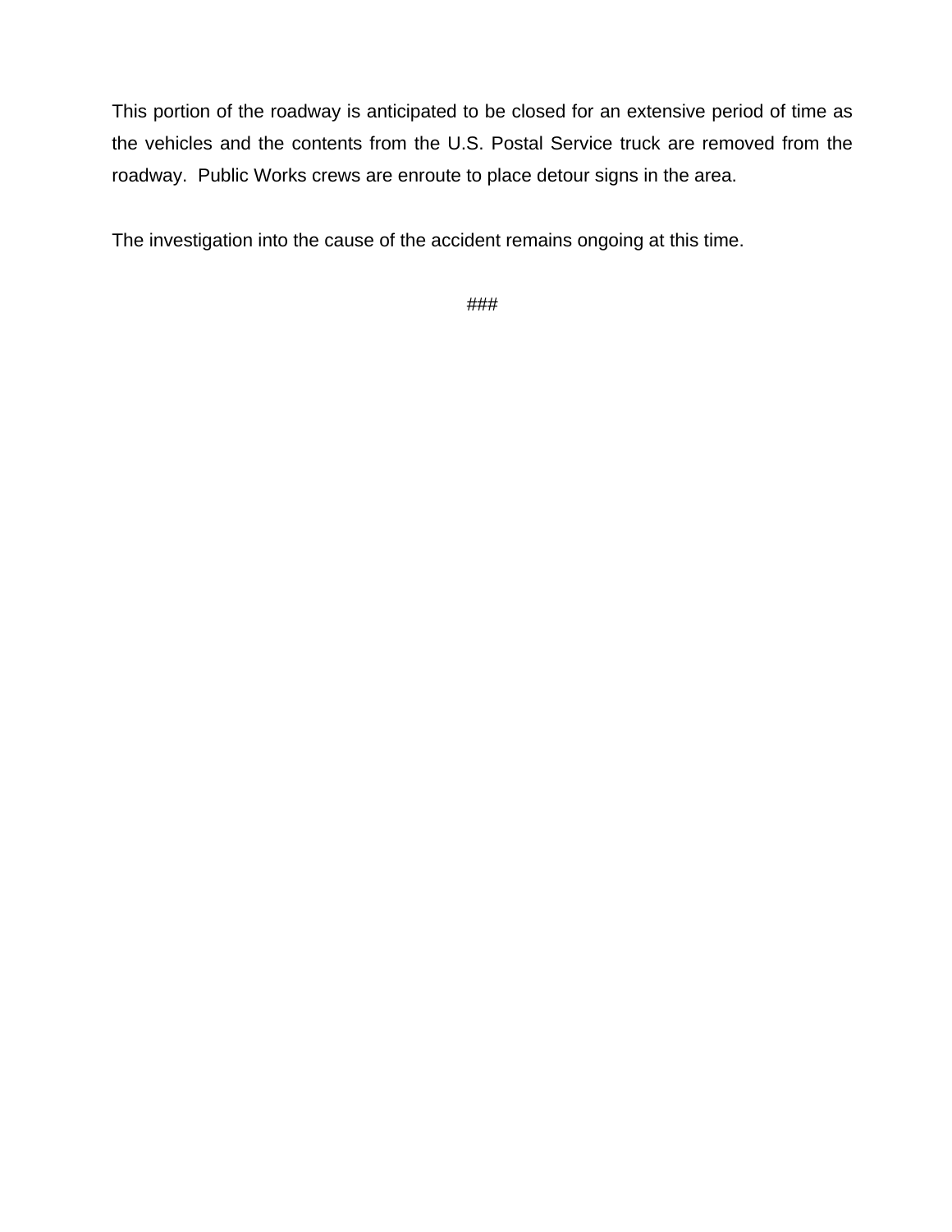This portion of the roadway is anticipated to be closed for an extensive period of time as the vehicles and the contents from the U.S. Postal Service truck are removed from the roadway.  Public Works crews are enroute to place detour signs in the area.

The investigation into the cause of the accident remains ongoing at this time.

###